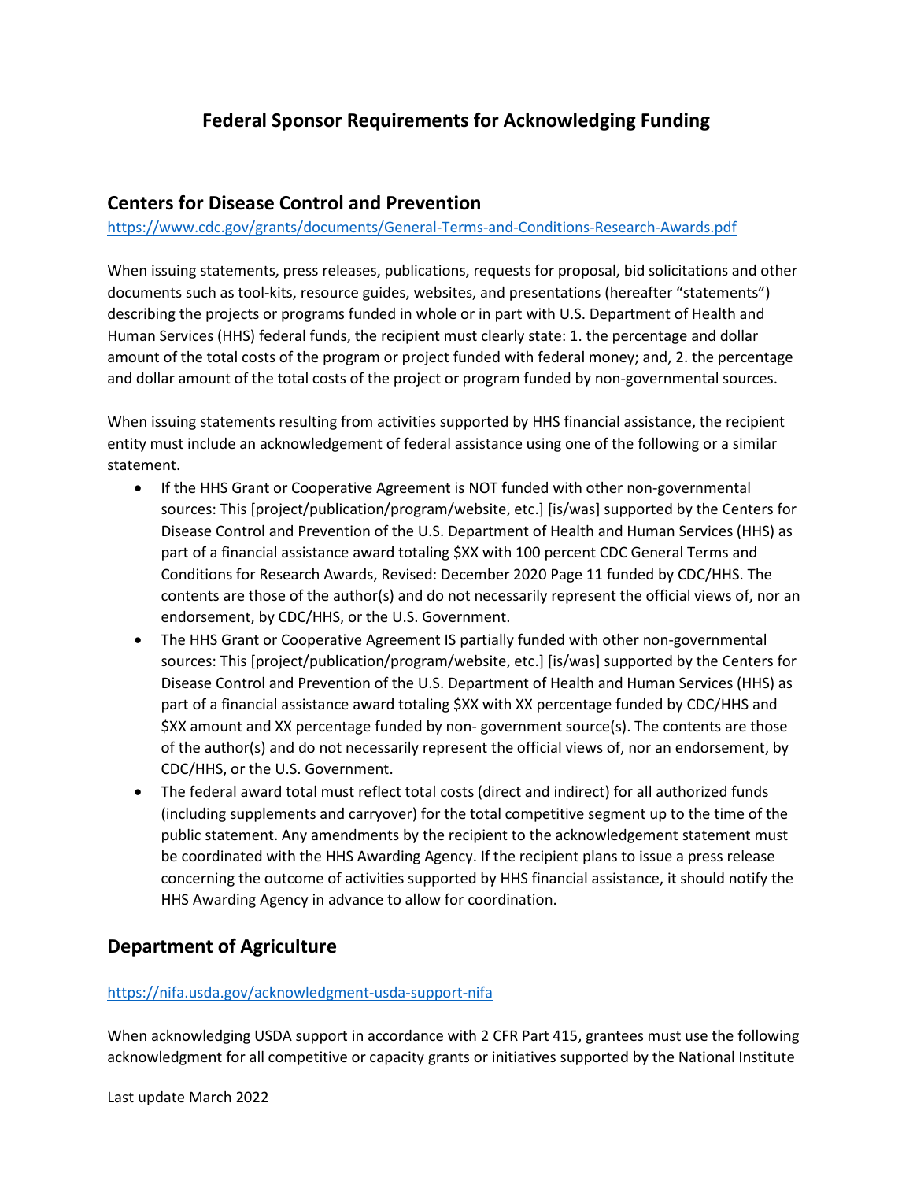# Federal Sponsor Requirements for Acknowledging Funding

## Centers for Disease Control and Prevention

https://www.cdc.gov/grants/documents/General-Terms-and-Conditions-Research-Awards.pdf

When issuing statements, press releases, publications, requests for proposal, bid solicitations and other documents such as tool-kits, resource guides, websites, and presentations (hereafter "statements") describing the projects or programs funded in whole or in part with U.S. Department of Health and Human Services (HHS) federal funds, the recipient must clearly state: 1. the percentage and dollar amount of the total costs of the program or project funded with federal money; and, 2. the percentage and dollar amount of the total costs of the project or program funded by non-governmental sources.

When issuing statements resulting from activities supported by HHS financial assistance, the recipient entity must include an acknowledgement of federal assistance using one of the following or a similar statement.

- If the HHS Grant or Cooperative Agreement is NOT funded with other non-governmental sources: This [project/publication/program/website, etc.] [is/was] supported by the Centers for Disease Control and Prevention of the U.S. Department of Health and Human Services (HHS) as part of a financial assistance award totaling $XX with 100 percent CDC General Terms and Conditions for Research Awards, Revised: December 2020 Page 11 funded by CDC/HHS. The contents are those of the author(s) and do not necessarily represent the official views of, nor an endorsement, by CDC/HHS, or the U.S. Government.
- The HHS Grant or Cooperative Agreement IS partially funded with other non-governmental sources: This [project/publication/program/website, etc.] [is/was] supported by the Centers for Disease Control and Prevention of the U.S. Department of Health and Human Services (HHS) as part of a financial assistance award totaling $XX with XX percentage funded by CDC/HHS and $XX amount and XX percentage funded by non- government source(s). The contents are those of the author(s) and do not necessarily represent the official views of, nor an endorsement, by CDC/HHS, or the U.S. Government.
- The federal award total must reflect total costs (direct and indirect) for all authorized funds (including supplements and carryover) for the total competitive segment up to the time of the public statement. Any amendments by the recipient to the acknowledgement statement must be coordinated with the HHS Awarding Agency. If the recipient plans to issue a press release concerning the outcome of activities supported by HHS financial assistance, it should notify the HHS Awarding Agency in advance to allow for coordination.

## Department of Agriculture

https://nifa.usda.gov/acknowledgment-usda-support-nifa

When acknowledging USDA support in accordance with 2 CFR Part 415, grantees must use the following acknowledgment for all competitive or capacity grants or initiatives supported by the National Institute

Last update March 2022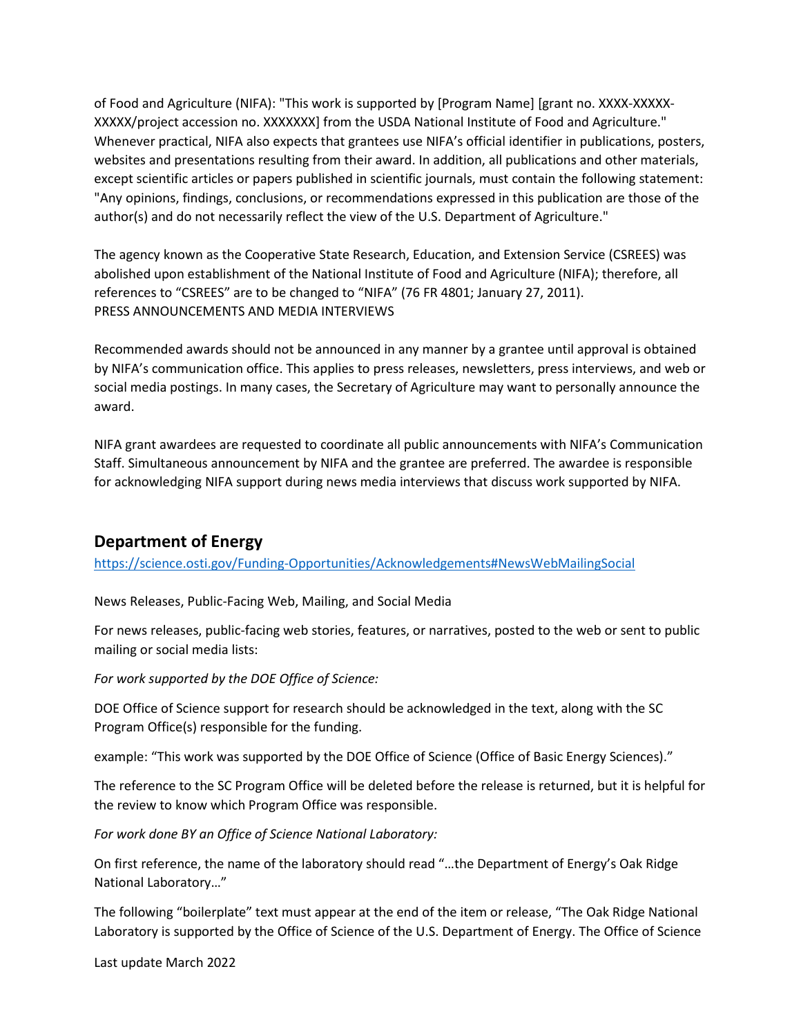of Food and Agriculture (NIFA): "This work is supported by [Program Name] [grant no. XXXX-XXXXX-XXXXX/project accession no. XXXXXXX] from the USDA National Institute of Food and Agriculture." Whenever practical, NIFA also expects that grantees use NIFA's official identifier in publications, posters, websites and presentations resulting from their award. In addition, all publications and other materials, except scientific articles or papers published in scientific journals, must contain the following statement: "Any opinions, findings, conclusions, or recommendations expressed in this publication are those of the author(s) and do not necessarily reflect the view of the U.S. Department of Agriculture."

The agency known as the Cooperative State Research, Education, and Extension Service (CSREES) was abolished upon establishment of the National Institute of Food and Agriculture (NIFA); therefore, all references to "CSREES" are to be changed to "NIFA" (76 FR 4801; January 27, 2011).
PRESS ANNOUNCEMENTS AND MEDIA INTERVIEWS

Recommended awards should not be announced in any manner by a grantee until approval is obtained by NIFA's communication office. This applies to press releases, newsletters, press interviews, and web or social media postings. In many cases, the Secretary of Agriculture may want to personally announce the award.

NIFA grant awardees are requested to coordinate all public announcements with NIFA's Communication Staff. Simultaneous announcement by NIFA and the grantee are preferred. The awardee is responsible for acknowledging NIFA support during news media interviews that discuss work supported by NIFA.

## Department of Energy

https://science.osti.gov/Funding-Opportunities/Acknowledgements#NewsWebMailingSocial

News Releases, Public-Facing Web, Mailing, and Social Media

For news releases, public-facing web stories, features, or narratives, posted to the web or sent to public mailing or social media lists:

*For work supported by the DOE Office of Science:*

DOE Office of Science support for research should be acknowledged in the text, along with the SC Program Office(s) responsible for the funding.

example: "This work was supported by the DOE Office of Science (Office of Basic Energy Sciences)."

The reference to the SC Program Office will be deleted before the release is returned, but it is helpful for the review to know which Program Office was responsible.

*For work done BY an Office of Science National Laboratory:*

On first reference, the name of the laboratory should read "…the Department of Energy's Oak Ridge National Laboratory…"

The following "boilerplate" text must appear at the end of the item or release, "The Oak Ridge National Laboratory is supported by the Office of Science of the U.S. Department of Energy. The Office of Science

Last update March 2022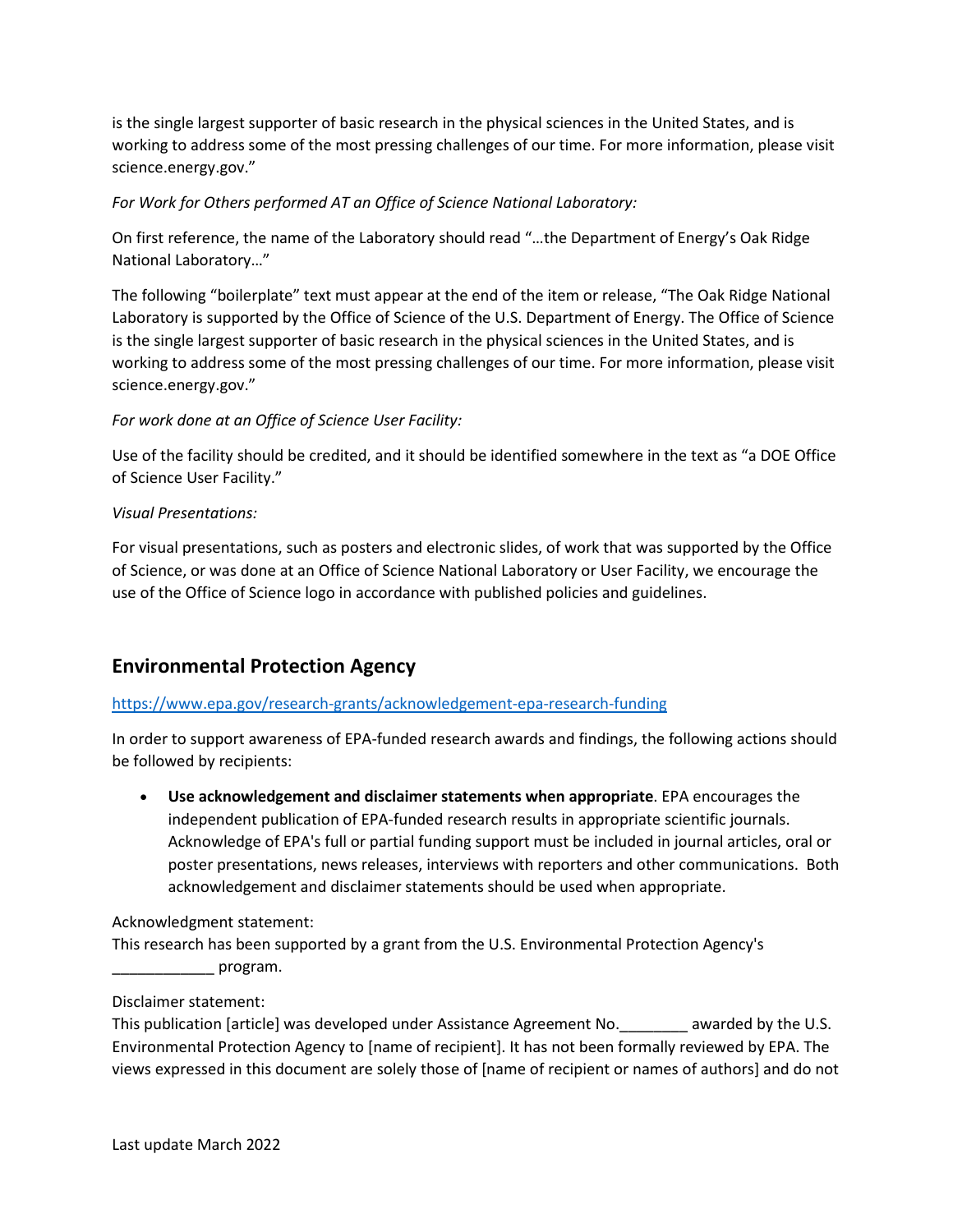is the single largest supporter of basic research in the physical sciences in the United States, and is working to address some of the most pressing challenges of our time. For more information, please visit science.energy.gov."

*For Work for Others performed AT an Office of Science National Laboratory:*

On first reference, the name of the Laboratory should read "…the Department of Energy's Oak Ridge National Laboratory…"

The following "boilerplate" text must appear at the end of the item or release, "The Oak Ridge National Laboratory is supported by the Office of Science of the U.S. Department of Energy. The Office of Science is the single largest supporter of basic research in the physical sciences in the United States, and is working to address some of the most pressing challenges of our time. For more information, please visit science.energy.gov."

*For work done at an Office of Science User Facility:*

Use of the facility should be credited, and it should be identified somewhere in the text as "a DOE Office of Science User Facility."

*Visual Presentations:*

For visual presentations, such as posters and electronic slides, of work that was supported by the Office of Science, or was done at an Office of Science National Laboratory or User Facility, we encourage the use of the Office of Science logo in accordance with published policies and guidelines.

## Environmental Protection Agency

https://www.epa.gov/research-grants/acknowledgement-epa-research-funding

In order to support awareness of EPA-funded research awards and findings, the following actions should be followed by recipients:

- **Use acknowledgement and disclaimer statements when appropriate**. EPA encourages the independent publication of EPA-funded research results in appropriate scientific journals. Acknowledge of EPA's full or partial funding support must be included in journal articles, oral or poster presentations, news releases, interviews with reporters and other communications. Both acknowledgement and disclaimer statements should be used when appropriate.

Acknowledgment statement:
This research has been supported by a grant from the U.S. Environmental Protection Agency's ____________ program.

Disclaimer statement:
This publication [article] was developed under Assistance Agreement No.________ awarded by the U.S. Environmental Protection Agency to [name of recipient]. It has not been formally reviewed by EPA. The views expressed in this document are solely those of [name of recipient or names of authors] and do not

Last update March 2022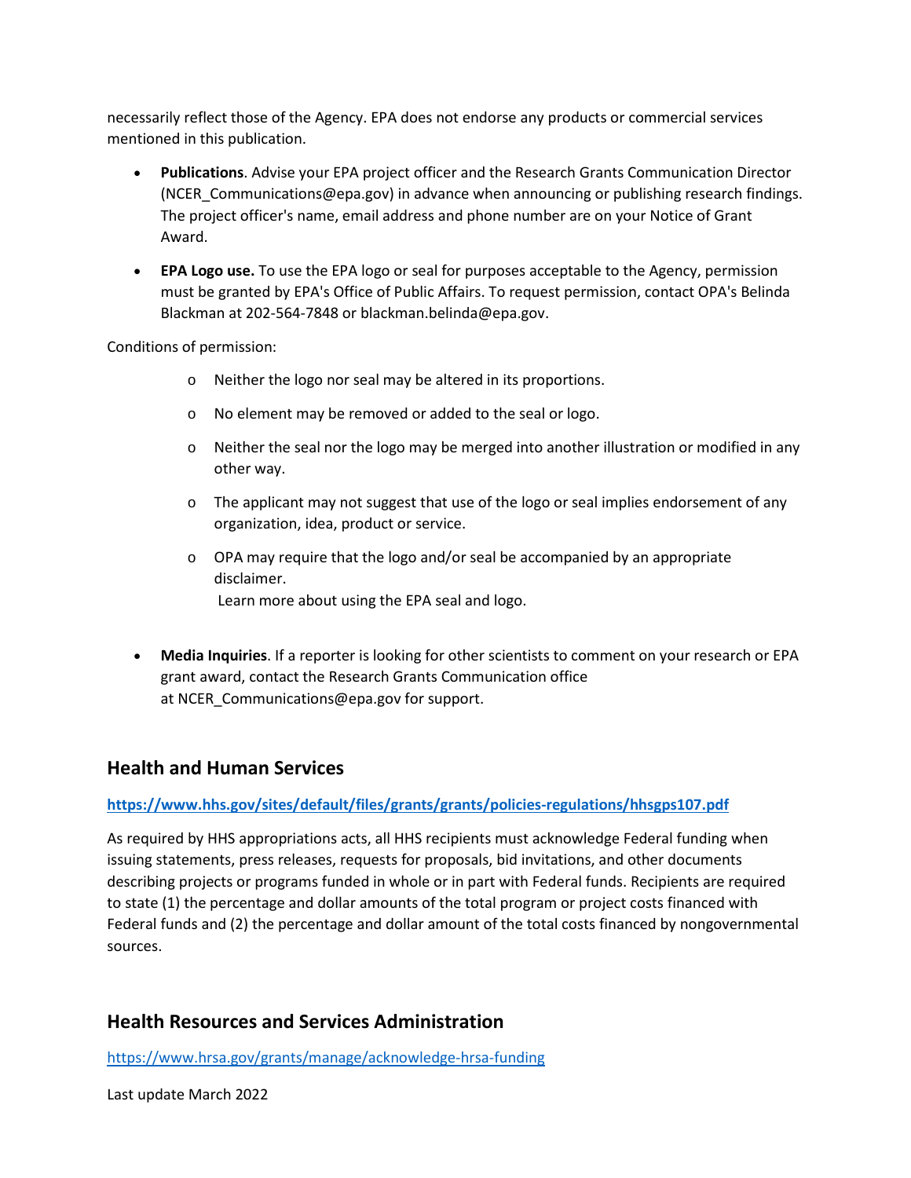necessarily reflect those of the Agency. EPA does not endorse any products or commercial services mentioned in this publication.

- **Publications**. Advise your EPA project officer and the Research Grants Communication Director (NCER_Communications@epa.gov) in advance when announcing or publishing research findings. The project officer's name, email address and phone number are on your Notice of Grant Award.
- **EPA Logo use.** To use the EPA logo or seal for purposes acceptable to the Agency, permission must be granted by EPA's Office of Public Affairs. To request permission, contact OPA's Belinda Blackman at 202-564-7848 or blackman.belinda@epa.gov.

Conditions of permission:

- Neither the logo nor seal may be altered in its proportions.
- No element may be removed or added to the seal or logo.
- Neither the seal nor the logo may be merged into another illustration or modified in any other way.
- The applicant may not suggest that use of the logo or seal implies endorsement of any organization, idea, product or service.
- OPA may require that the logo and/or seal be accompanied by an appropriate disclaimer.
  Learn more about using the EPA seal and logo.

- **Media Inquiries**. If a reporter is looking for other scientists to comment on your research or EPA grant award, contact the Research Grants Communication office at NCER_Communications@epa.gov for support.

## Health and Human Services

**https://www.hhs.gov/sites/default/files/grants/grants/policies-regulations/hhsgps107.pdf**

As required by HHS appropriations acts, all HHS recipients must acknowledge Federal funding when issuing statements, press releases, requests for proposals, bid invitations, and other documents describing projects or programs funded in whole or in part with Federal funds. Recipients are required to state (1) the percentage and dollar amounts of the total program or project costs financed with Federal funds and (2) the percentage and dollar amount of the total costs financed by nongovernmental sources.

## Health Resources and Services Administration

https://www.hrsa.gov/grants/manage/acknowledge-hrsa-funding

Last update March 2022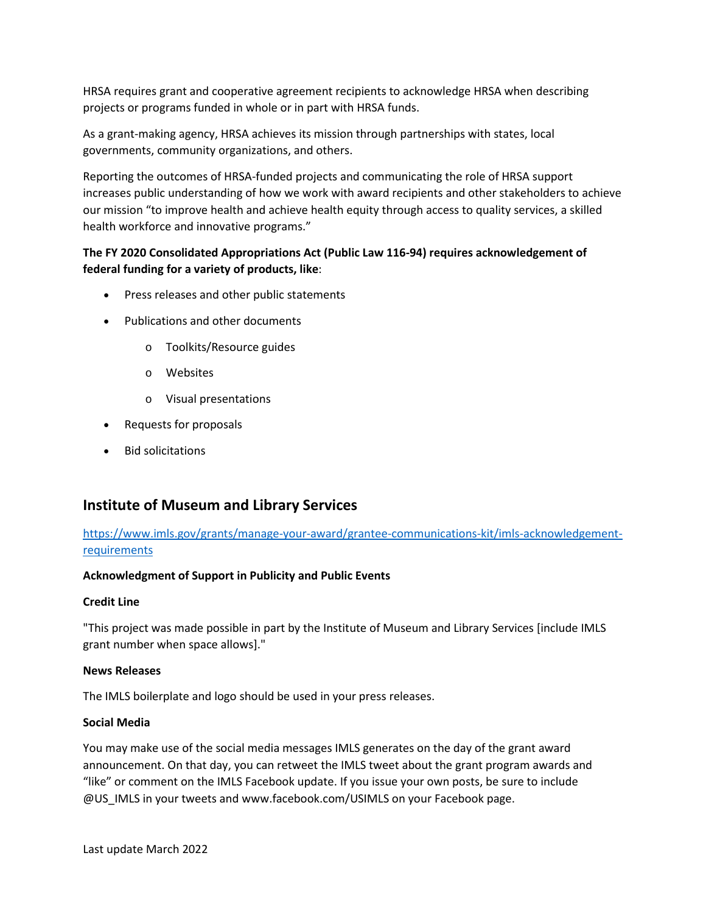HRSA requires grant and cooperative agreement recipients to acknowledge HRSA when describing projects or programs funded in whole or in part with HRSA funds.

As a grant-making agency, HRSA achieves its mission through partnerships with states, local governments, community organizations, and others.

Reporting the outcomes of HRSA-funded projects and communicating the role of HRSA support increases public understanding of how we work with award recipients and other stakeholders to achieve our mission "to improve health and achieve health equity through access to quality services, a skilled health workforce and innovative programs."

**The FY 2020 Consolidated Appropriations Act (Public Law 116-94) requires acknowledgement of federal funding for a variety of products, like**:

- Press releases and other public statements
- Publications and other documents
    - Toolkits/Resource guides
    - Websites
    - Visual presentations
- Requests for proposals
- Bid solicitations

## Institute of Museum and Library Services

[https://www.imls.gov/grants/manage-your-award/grantee-communications-kit/imls-acknowledgement-requirements](https://www.imls.gov/grants/manage-your-award/grantee-communications-kit/imls-acknowledgement-requirements)

**Acknowledgment of Support in Publicity and Public Events**

**Credit Line**

"This project was made possible in part by the Institute of Museum and Library Services [include IMLS grant number when space allows]."

**News Releases**

The IMLS boilerplate and logo should be used in your press releases.

**Social Media**

You may make use of the social media messages IMLS generates on the day of the grant award announcement. On that day, you can retweet the IMLS tweet about the grant program awards and "like" or comment on the IMLS Facebook update. If you issue your own posts, be sure to include @US_IMLS in your tweets and www.facebook.com/USIMLS on your Facebook page.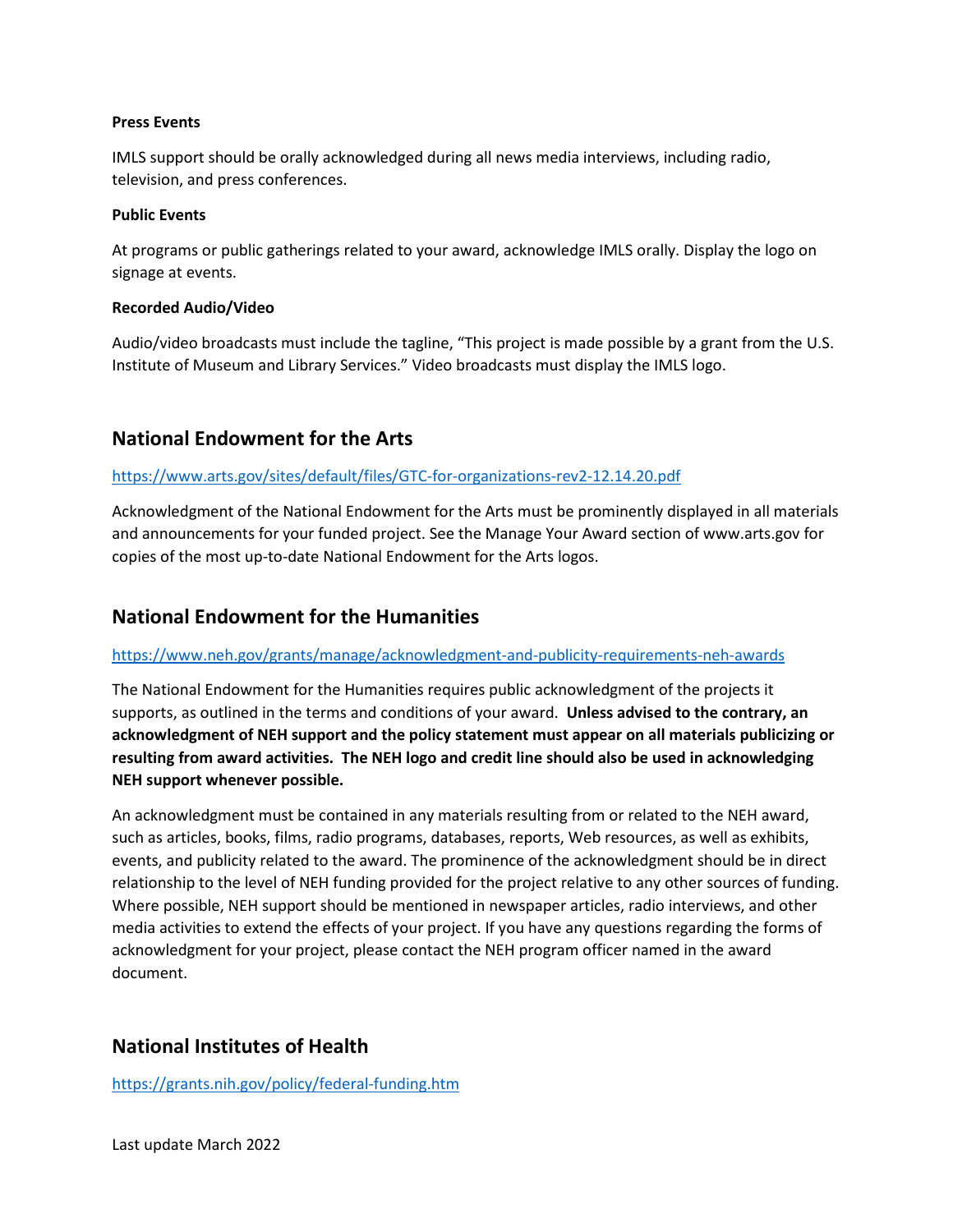**Press Events**

IMLS support should be orally acknowledged during all news media interviews, including radio, television, and press conferences.

**Public Events**

At programs or public gatherings related to your award, acknowledge IMLS orally. Display the logo on signage at events.

**Recorded Audio/Video**

Audio/video broadcasts must include the tagline, "This project is made possible by a grant from the U.S. Institute of Museum and Library Services." Video broadcasts must display the IMLS logo.

## National Endowment for the Arts

https://www.arts.gov/sites/default/files/GTC-for-organizations-rev2-12.14.20.pdf

Acknowledgment of the National Endowment for the Arts must be prominently displayed in all materials and announcements for your funded project. See the Manage Your Award section of www.arts.gov for copies of the most up-to-date National Endowment for the Arts logos.

## National Endowment for the Humanities

https://www.neh.gov/grants/manage/acknowledgment-and-publicity-requirements-neh-awards

The National Endowment for the Humanities requires public acknowledgment of the projects it supports, as outlined in the terms and conditions of your award. **Unless advised to the contrary, an acknowledgment of NEH support and the policy statement must appear on all materials publicizing or resulting from award activities. The NEH logo and credit line should also be used in acknowledging NEH support whenever possible.**

An acknowledgment must be contained in any materials resulting from or related to the NEH award, such as articles, books, films, radio programs, databases, reports, Web resources, as well as exhibits, events, and publicity related to the award. The prominence of the acknowledgment should be in direct relationship to the level of NEH funding provided for the project relative to any other sources of funding. Where possible, NEH support should be mentioned in newspaper articles, radio interviews, and other media activities to extend the effects of your project. If you have any questions regarding the forms of acknowledgment for your project, please contact the NEH program officer named in the award document.

## National Institutes of Health

https://grants.nih.gov/policy/federal-funding.htm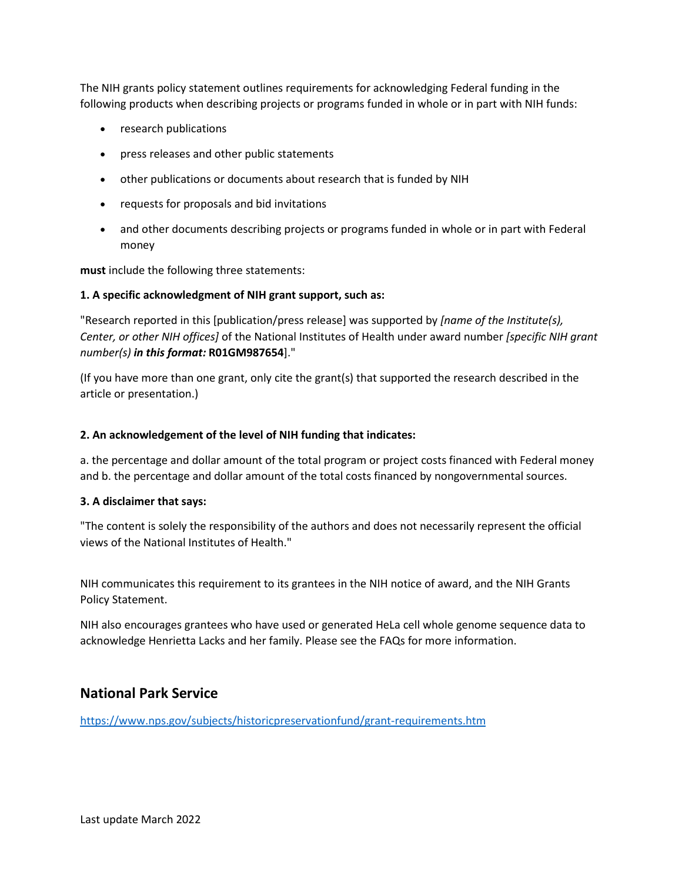The NIH grants policy statement outlines requirements for acknowledging Federal funding in the following products when describing projects or programs funded in whole or in part with NIH funds:

- research publications
- press releases and other public statements
- other publications or documents about research that is funded by NIH
- requests for proposals and bid invitations
- and other documents describing projects or programs funded in whole or in part with Federal money

**must** include the following three statements:

**1. A specific acknowledgment of NIH grant support, such as:**

"Research reported in this [publication/press release] was supported by *[name of the Institute(s), Center, or other NIH offices]* of the National Institutes of Health under award number *[specific NIH grant number(s)* ***in this format:*** **R01GM987654**]."

(If you have more than one grant, only cite the grant(s) that supported the research described in the article or presentation.)

**2. An acknowledgement of the level of NIH funding that indicates:**

a. the percentage and dollar amount of the total program or project costs financed with Federal money and b. the percentage and dollar amount of the total costs financed by nongovernmental sources.

**3. A disclaimer that says:**

"The content is solely the responsibility of the authors and does not necessarily represent the official views of the National Institutes of Health."

NIH communicates this requirement to its grantees in the NIH notice of award, and the NIH Grants Policy Statement.

NIH also encourages grantees who have used or generated HeLa cell whole genome sequence data to acknowledge Henrietta Lacks and her family. Please see the FAQs for more information.

## National Park Service

https://www.nps.gov/subjects/historicpreservationfund/grant-requirements.htm

Last update March 2022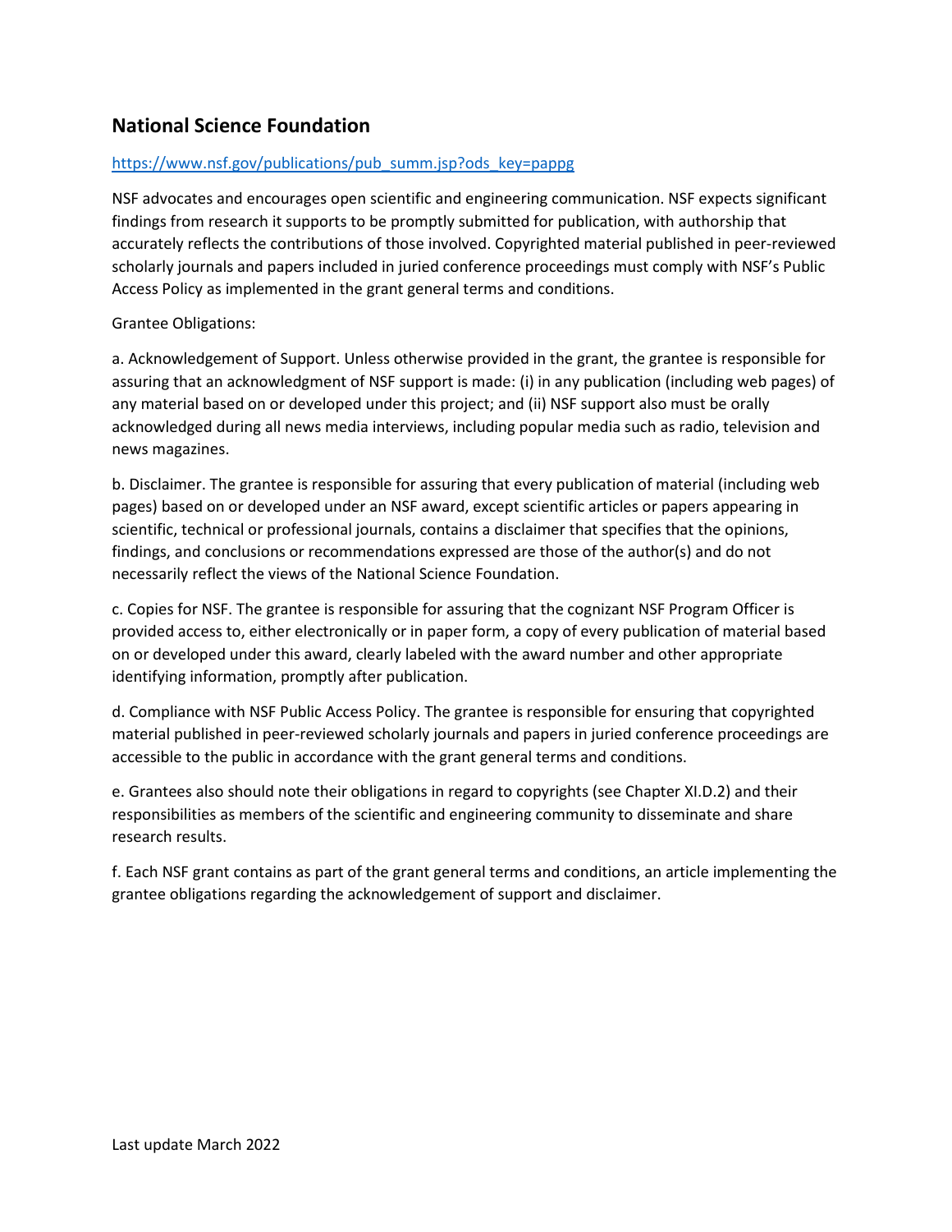## National Science Foundation

https://www.nsf.gov/publications/pub_summ.jsp?ods_key=pappg

NSF advocates and encourages open scientific and engineering communication. NSF expects significant findings from research it supports to be promptly submitted for publication, with authorship that accurately reflects the contributions of those involved. Copyrighted material published in peer-reviewed scholarly journals and papers included in juried conference proceedings must comply with NSF's Public Access Policy as implemented in the grant general terms and conditions.

Grantee Obligations:

a. Acknowledgement of Support. Unless otherwise provided in the grant, the grantee is responsible for assuring that an acknowledgment of NSF support is made: (i) in any publication (including web pages) of any material based on or developed under this project; and (ii) NSF support also must be orally acknowledged during all news media interviews, including popular media such as radio, television and news magazines.

b. Disclaimer. The grantee is responsible for assuring that every publication of material (including web pages) based on or developed under an NSF award, except scientific articles or papers appearing in scientific, technical or professional journals, contains a disclaimer that specifies that the opinions, findings, and conclusions or recommendations expressed are those of the author(s) and do not necessarily reflect the views of the National Science Foundation.

c. Copies for NSF. The grantee is responsible for assuring that the cognizant NSF Program Officer is provided access to, either electronically or in paper form, a copy of every publication of material based on or developed under this award, clearly labeled with the award number and other appropriate identifying information, promptly after publication.

d. Compliance with NSF Public Access Policy. The grantee is responsible for ensuring that copyrighted material published in peer-reviewed scholarly journals and papers in juried conference proceedings are accessible to the public in accordance with the grant general terms and conditions.

e. Grantees also should note their obligations in regard to copyrights (see Chapter XI.D.2) and their responsibilities as members of the scientific and engineering community to disseminate and share research results.

f. Each NSF grant contains as part of the grant general terms and conditions, an article implementing the grantee obligations regarding the acknowledgement of support and disclaimer.

Last update March 2022